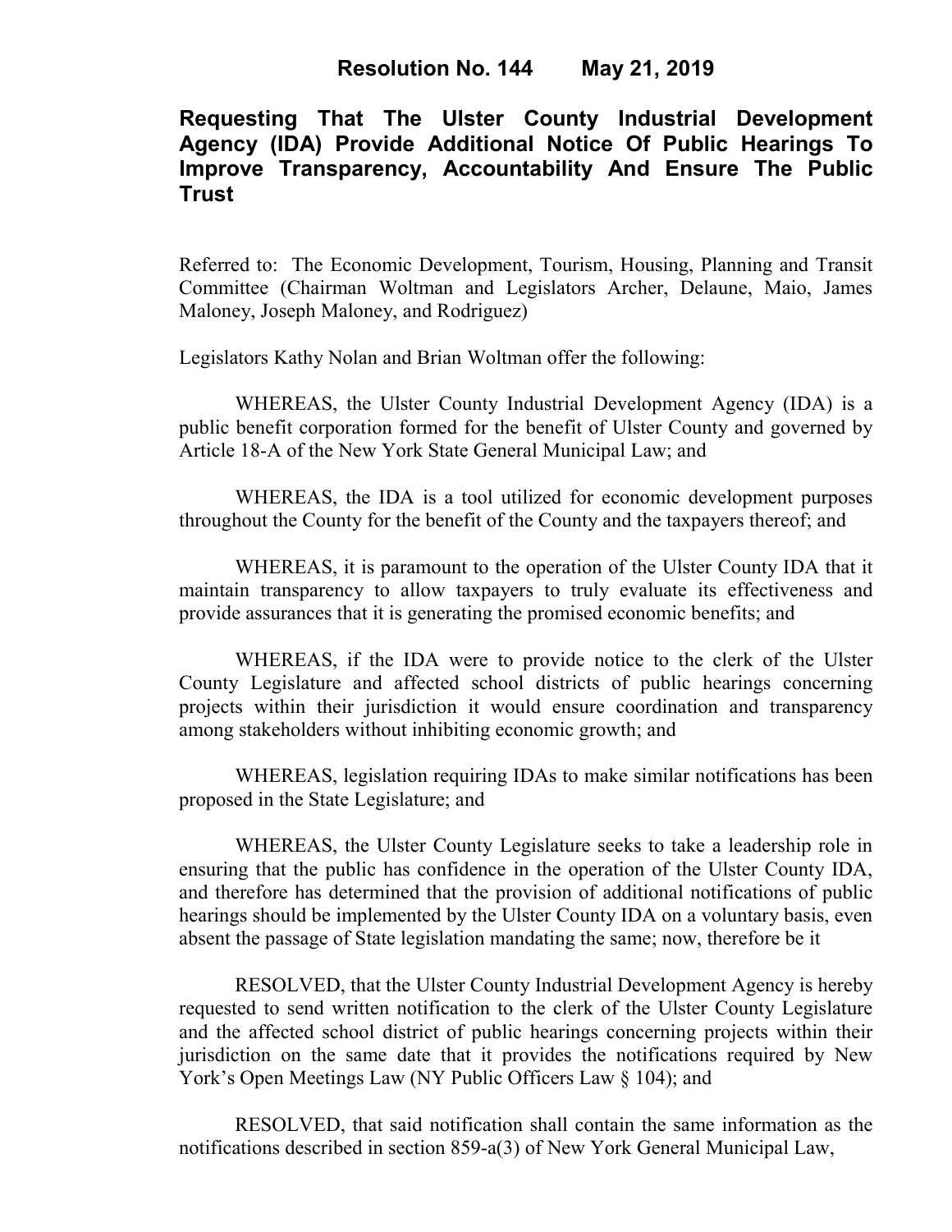**Resolution No. 144 May 21, 2019**

# Requesting That The Ulster County Industrial Development Agency (IDA) Provide Additional Notice Of Public Hearings To Improve Transparency, Accountability And Ensure The Public Trust

Referred to: The Economic Development, Tourism, Housing, Planning and Transit Committee (Chairman Woltman and Legislators Archer, Delaune, Maio, James Maloney, Joseph Maloney, and Rodriguez)

Legislators Kathy Nolan and Brian Woltman offer the following:

WHEREAS, the Ulster County Industrial Development Agency (IDA) is a public benefit corporation formed for the benefit of Ulster County and governed by Article 18-A of the New York State General Municipal Law; and

WHEREAS, the IDA is a tool utilized for economic development purposes throughout the County for the benefit of the County and the taxpayers thereof; and

WHEREAS, it is paramount to the operation of the Ulster County IDA that it maintain transparency to allow taxpayers to truly evaluate its effectiveness and provide assurances that it is generating the promised economic benefits; and

WHEREAS, if the IDA were to provide notice to the clerk of the Ulster County Legislature and affected school districts of public hearings concerning projects within their jurisdiction it would ensure coordination and transparency among stakeholders without inhibiting economic growth; and

WHEREAS, legislation requiring IDAs to make similar notifications has been proposed in the State Legislature; and

WHEREAS, the Ulster County Legislature seeks to take a leadership role in ensuring that the public has confidence in the operation of the Ulster County IDA, and therefore has determined that the provision of additional notifications of public hearings should be implemented by the Ulster County IDA on a voluntary basis, even absent the passage of State legislation mandating the same; now, therefore be it

RESOLVED, that the Ulster County Industrial Development Agency is hereby requested to send written notification to the clerk of the Ulster County Legislature and the affected school district of public hearings concerning projects within their jurisdiction on the same date that it provides the notifications required by New York's Open Meetings Law (NY Public Officers Law § 104); and

RESOLVED, that said notification shall contain the same information as the notifications described in section 859-a(3) of New York General Municipal Law,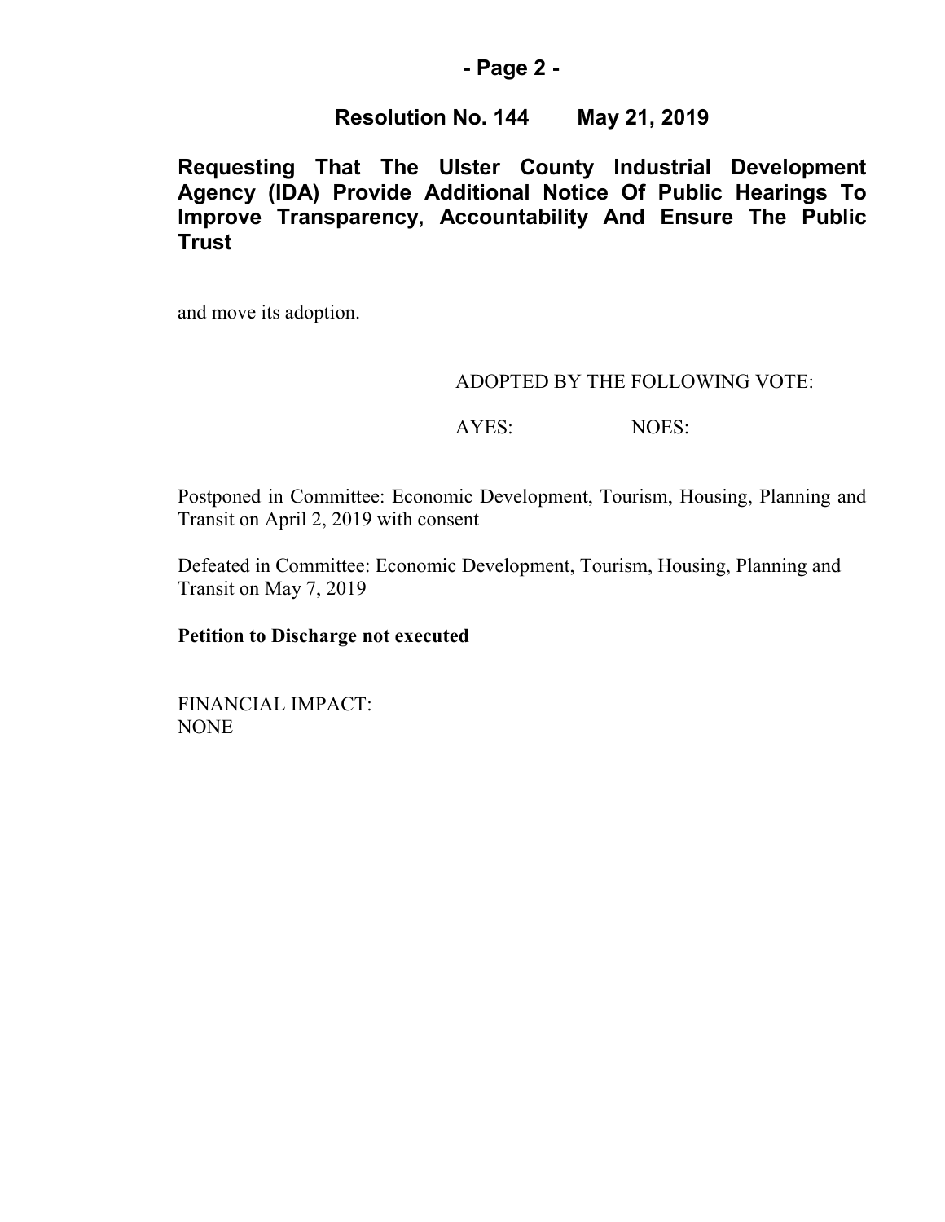**Resolution No. 144 May 21, 2019**

**Requesting That The Ulster County Industrial Development Agency (IDA) Provide Additional Notice Of Public Hearings To Improve Transparency, Accountability And Ensure The Public Trust**

and move its adoption.

ADOPTED BY THE FOLLOWING VOTE:

AYES: NOES:

Postponed in Committee: Economic Development, Tourism, Housing, Planning and Transit on April 2, 2019 with consent

Defeated in Committee: Economic Development, Tourism, Housing, Planning and Transit on May 7, 2019

**Petition to Discharge not executed**

FINANCIAL IMPACT:
NONE